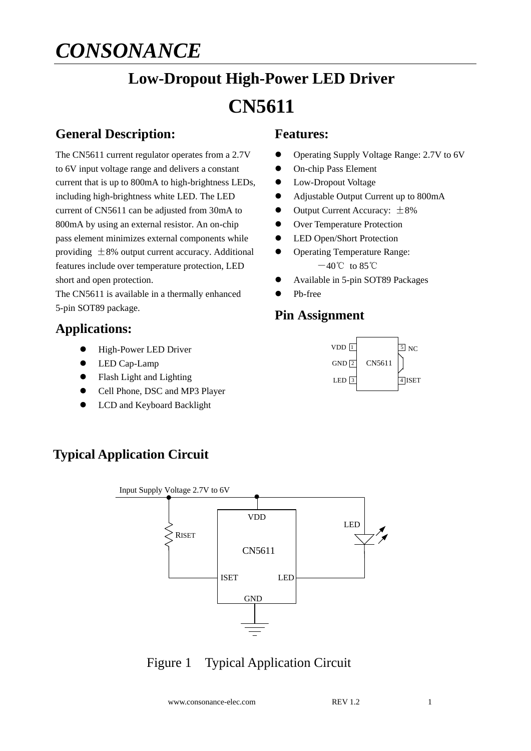# CONSONANCE

## Low-Dropout High-Power LED Driver

## CN5611

### General Description:

The CN5611 current regulator operates from a 2.7V to 6V input voltage range and delivers a constant current that is up to 800mA to high-brightness LEDs, including high-brightness white LED. The LED current of CN5611 can be adjusted from 30mA to 800mA by using an external resistor. An on-chip pass element minimizes external components while providing ±8% output current accuracy. Additional features include over temperature protection, LED short and open protection.

The CN5611 is available in a thermally enhanced 5-pin SOT89 package.

### Applications:

- High-Power LED Driver
- LED Cap-Lamp
- Flash Light and Lighting
- Cell Phone, DSC and MP3 Player
- LCD and Keyboard Backlight

### Features:

- Operating Supply Voltage Range: 2.7V to 6V
- On-chip Pass Element
- Low-Dropout Voltage
- Adjustable Output Current up to 800mA
- Output Current Accuracy: ±8%
- Over Temperature Protection
- LED Open/Short Protection
- Operating Temperature Range: −40℃ to 85℃
- Available in 5-pin SOT89 Packages
- Pb-free

### Pin Assignment

| Pin | Name | | Pin | Name |
|---|---|---|---|---|
| 1 | VDD | CN5611 | 5 | NC |
| 2 | GND | | | |
| 3 | LED | | 4 | ISET |

### Typical Application Circuit

Figure 1 Typical Application Circuit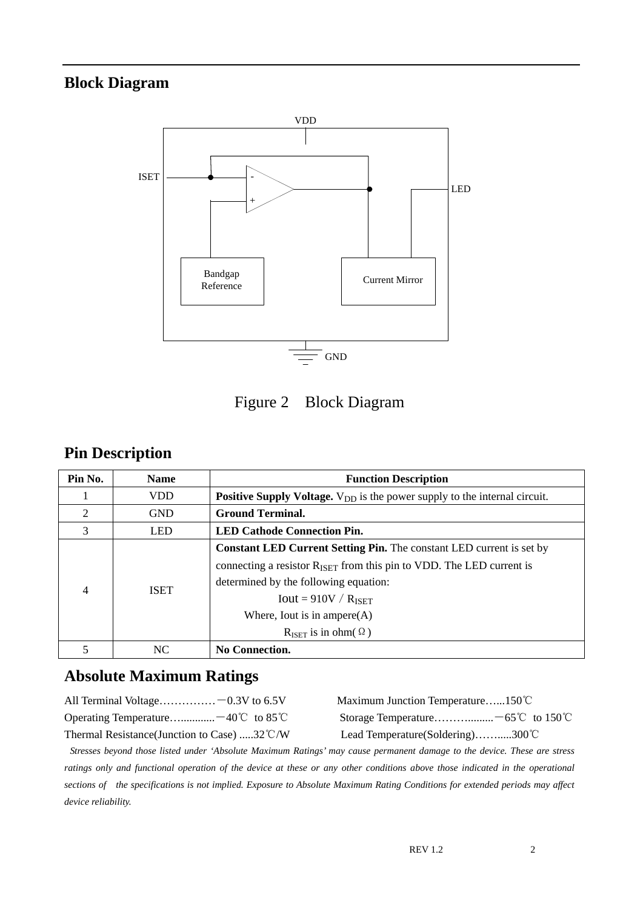## Block Diagram

VDD

ISET

LED

Bandgap Reference

Current Mirror

GND

Figure 2 Block Diagram

## Pin Description

| Pin No. | Name | Function Description |
|---|---|---|
| 1 | VDD | **Positive Supply Voltage.** $V_{DD}$ is the power supply to the internal circuit. |
| 2 | GND | **Ground Terminal.** |
| 3 | LED | **LED Cathode Connection Pin.** |
| 4 | ISET | **Constant LED Current Setting Pin.** The constant LED current is set by connecting a resistor $R_{ISET}$ from this pin to VDD. The LED current is determined by the following equation: $Iout = 910V / R_{ISET}$ Where, Iout is in ampere(A) $R_{ISET}$ is in ohm(Ω) |
| 5 | NC | **No Connection.** |

## Absolute Maximum Ratings

All Terminal Voltage……………－0.3V to 6.5V

Maximum Junction Temperature…...150℃

Operating Temperature…...........－40℃ to 85℃

Storage Temperature……….........－65℃ to 150℃

Thermal Resistance(Junction to Case) .....32℃/W

Lead Temperature(Soldering)…….....300℃

*Stresses beyond those listed under 'Absolute Maximum Ratings' may cause permanent damage to the device. These are stress ratings only and functional operation of the device at these or any other conditions above those indicated in the operational sections of the specifications is not implied. Exposure to Absolute Maximum Rating Conditions for extended periods may affect device reliability.*

REV 1.2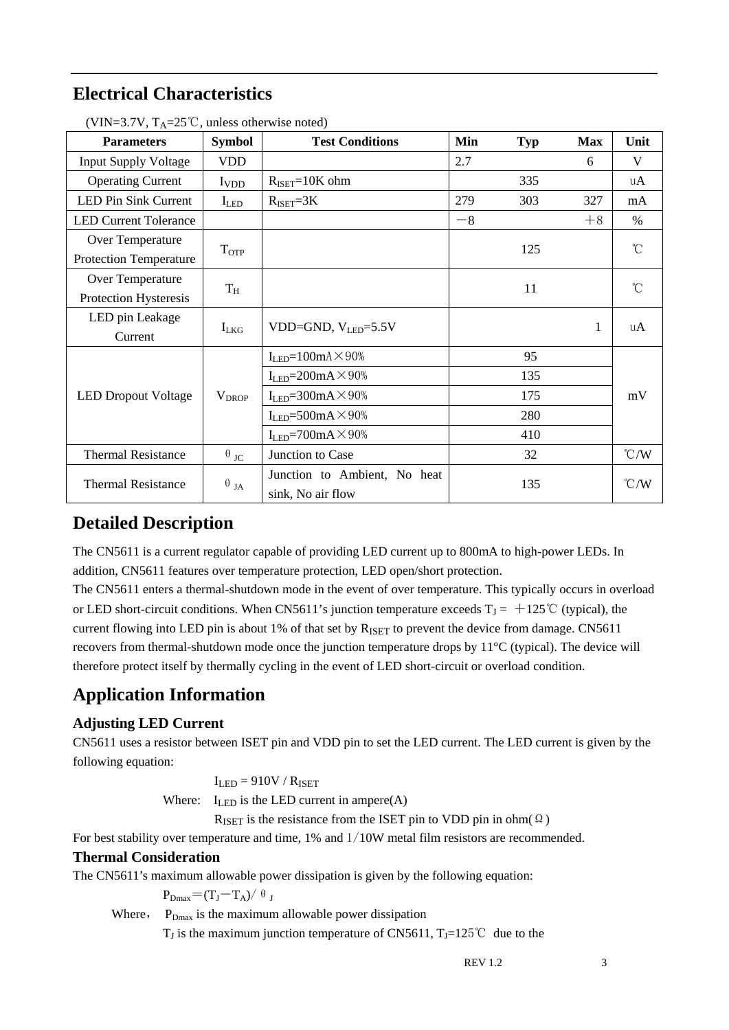## Electrical Characteristics

(VIN=3.7V, $T_A$=25℃, unless otherwise noted)

| Parameters | Symbol | Test Conditions | Min | Typ | Max | Unit |
|---|---|---|---|---|---|---|
| Input Supply Voltage | VDD | | 2.7 | | 6 | V |
| Operating Current | $I_{VDD}$ | $R_{ISET}$=10K ohm | | 335 | | uA |
| LED Pin Sink Current | $I_{LED}$ | $R_{ISET}$=3K | 279 | 303 | 327 | mA |
| LED Current Tolerance | | | －8 | | ＋8 | % |
| Over Temperature Protection Temperature | $T_{OTP}$ | | | 125 | | ℃ |
| Over Temperature Protection Hysteresis | $T_H$ | | | 11 | | ℃ |
| LED pin Leakage Current | $I_{LKG}$ | VDD=GND, $V_{LED}$=5.5V | | | 1 | uA |
| LED Dropout Voltage | $V_{DROP}$ | $I_{LED}$=100mA×90% | | 95 | | mV |
| | | $I_{LED}$=200mA×90% | | 135 | | |
| | | $I_{LED}$=300mA×90% | | 175 | | |
| | | $I_{LED}$=500mA×90% | | 280 | | |
| | | $I_{LED}$=700mA×90% | | 410 | | |
| Thermal Resistance | $\theta_{JC}$ | Junction to Case | | 32 | | ℃/W |
| Thermal Resistance | $\theta_{JA}$ | Junction to Ambient, No heat sink, No air flow | | 135 | | ℃/W |

## Detailed Description

The CN5611 is a current regulator capable of providing LED current up to 800mA to high-power LEDs. In addition, CN5611 features over temperature protection, LED open/short protection.

The CN5611 enters a thermal-shutdown mode in the event of over temperature. This typically occurs in overload or LED short-circuit conditions. When CN5611's junction temperature exceeds $T_J$ = ＋125℃ (typical), the current flowing into LED pin is about 1% of that set by $R_{ISET}$ to prevent the device from damage. CN5611 recovers from thermal-shutdown mode once the junction temperature drops by 11°C (typical). The device will therefore protect itself by thermally cycling in the event of LED short-circuit or overload condition.

## Application Information

### Adjusting LED Current

CN5611 uses a resistor between ISET pin and VDD pin to set the LED current. The LED current is given by the following equation:

$$I_{LED} = 910V / R_{ISET}$$

Where: $I_{LED}$ is the LED current in ampere(A)

$R_{ISET}$ is the resistance from the ISET pin to VDD pin in ohm(Ω)

For best stability over temperature and time, 1% and 1/10W metal film resistors are recommended.

### Thermal Consideration

The CN5611's maximum allowable power dissipation is given by the following equation:

$$P_{Dmax} = (T_J - T_A) / \theta_J$$

Where, $P_{Dmax}$ is the maximum allowable power dissipation

$T_J$ is the maximum junction temperature of CN5611, $T_J$=125℃ due to the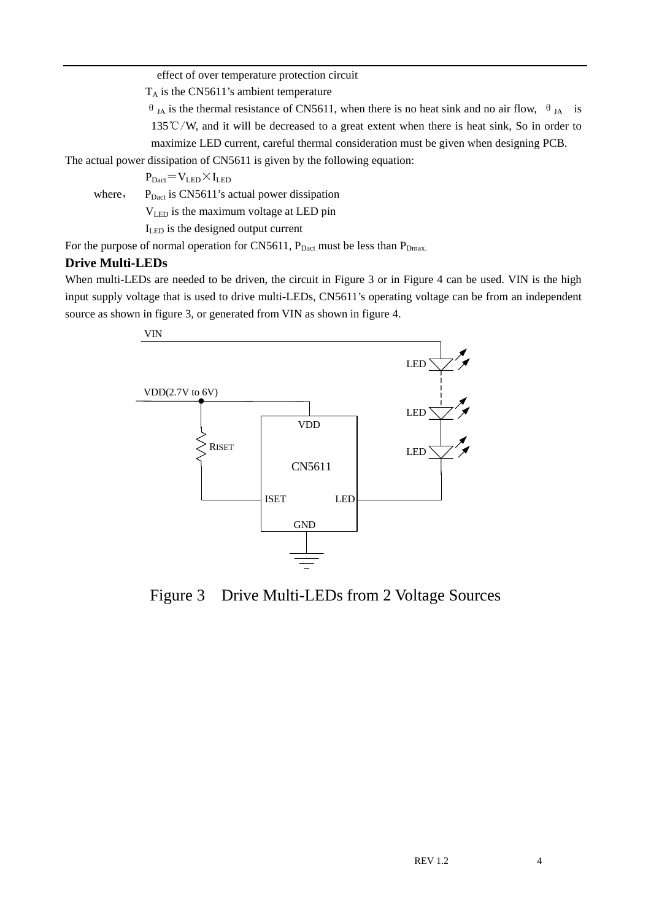effect of over temperature protection circuit

$T_A$ is the CN5611's ambient temperature

$\theta_{JA}$ is the thermal resistance of CN5611, when there is no heat sink and no air flow, $\theta_{JA}$ is 135℃/W, and it will be decreased to a great extent when there is heat sink, So in order to maximize LED current, careful thermal consideration must be given when designing PCB.

The actual power dissipation of CN5611 is given by the following equation:

$$P_{Dact} = V_{LED} \times I_{LED}$$

where, $P_{Dact}$ is CN5611's actual power dissipation

$V_{LED}$ is the maximum voltage at LED pin

$I_{LED}$ is the designed output current

For the purpose of normal operation for CN5611, $P_{Dact}$ must be less than $P_{Dmax.}$

**Drive Multi-LEDs**

When multi-LEDs are needed to be driven, the circuit in Figure 3 or in Figure 4 can be used. VIN is the high input supply voltage that is used to drive multi-LEDs, CN5611's operating voltage can be from an independent source as shown in figure 3, or generated from VIN as shown in figure 4.

Figure 3　Drive Multi-LEDs from 2 Voltage Sources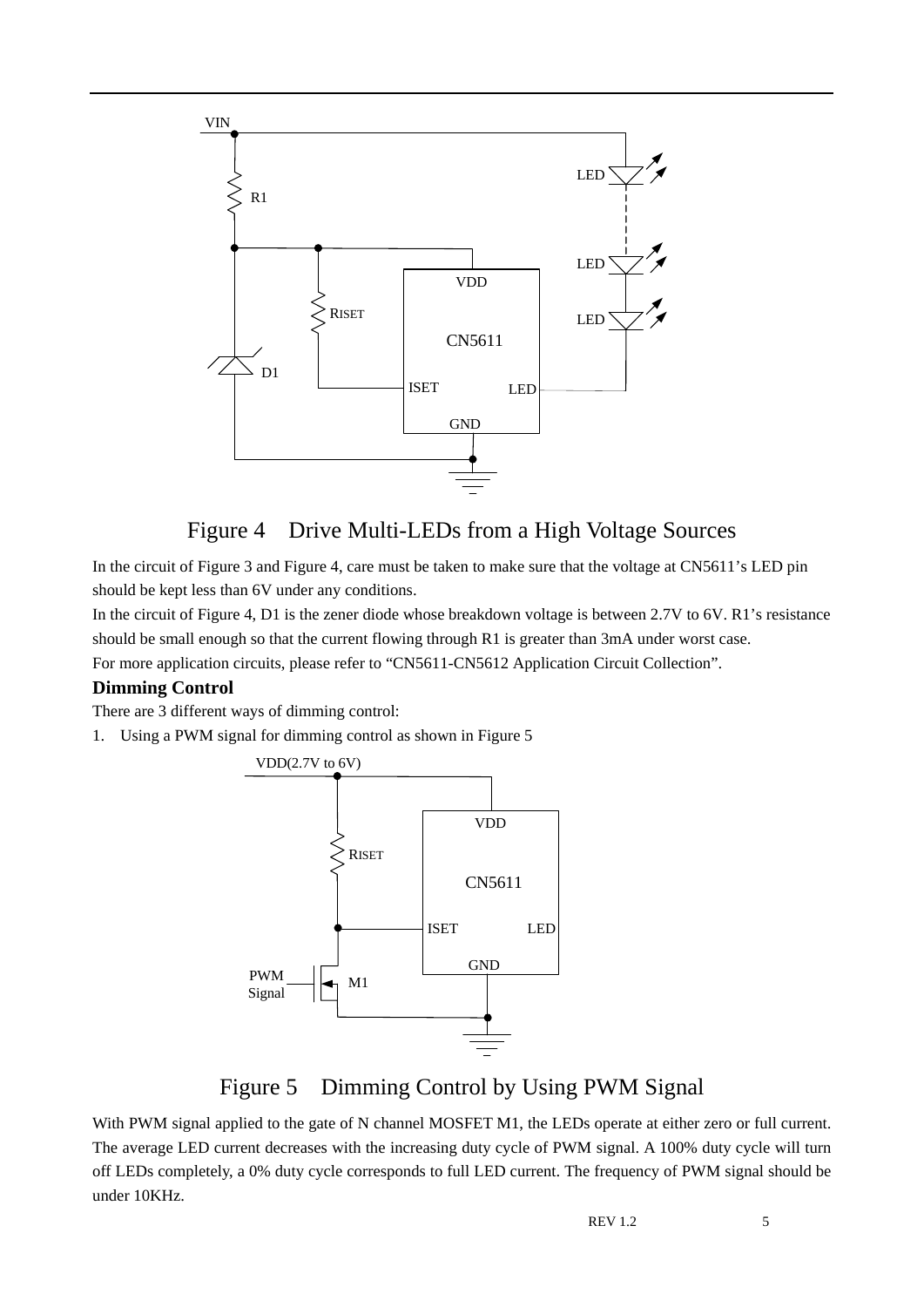Figure 4 Drive Multi-LEDs from a High Voltage Sources

In the circuit of Figure 3 and Figure 4, care must be taken to make sure that the voltage at CN5611's LED pin should be kept less than 6V under any conditions.

In the circuit of Figure 4, D1 is the zener diode whose breakdown voltage is between 2.7V to 6V. R1's resistance should be small enough so that the current flowing through R1 is greater than 3mA under worst case.

For more application circuits, please refer to "CN5611-CN5612 Application Circuit Collection".

**Dimming Control**

There are 3 different ways of dimming control:

1. Using a PWM signal for dimming control as shown in Figure 5

Figure 5 Dimming Control by Using PWM Signal

With PWM signal applied to the gate of N channel MOSFET M1, the LEDs operate at either zero or full current. The average LED current decreases with the increasing duty cycle of PWM signal. A 100% duty cycle will turn off LEDs completely, a 0% duty cycle corresponds to full LED current. The frequency of PWM signal should be under 10KHz.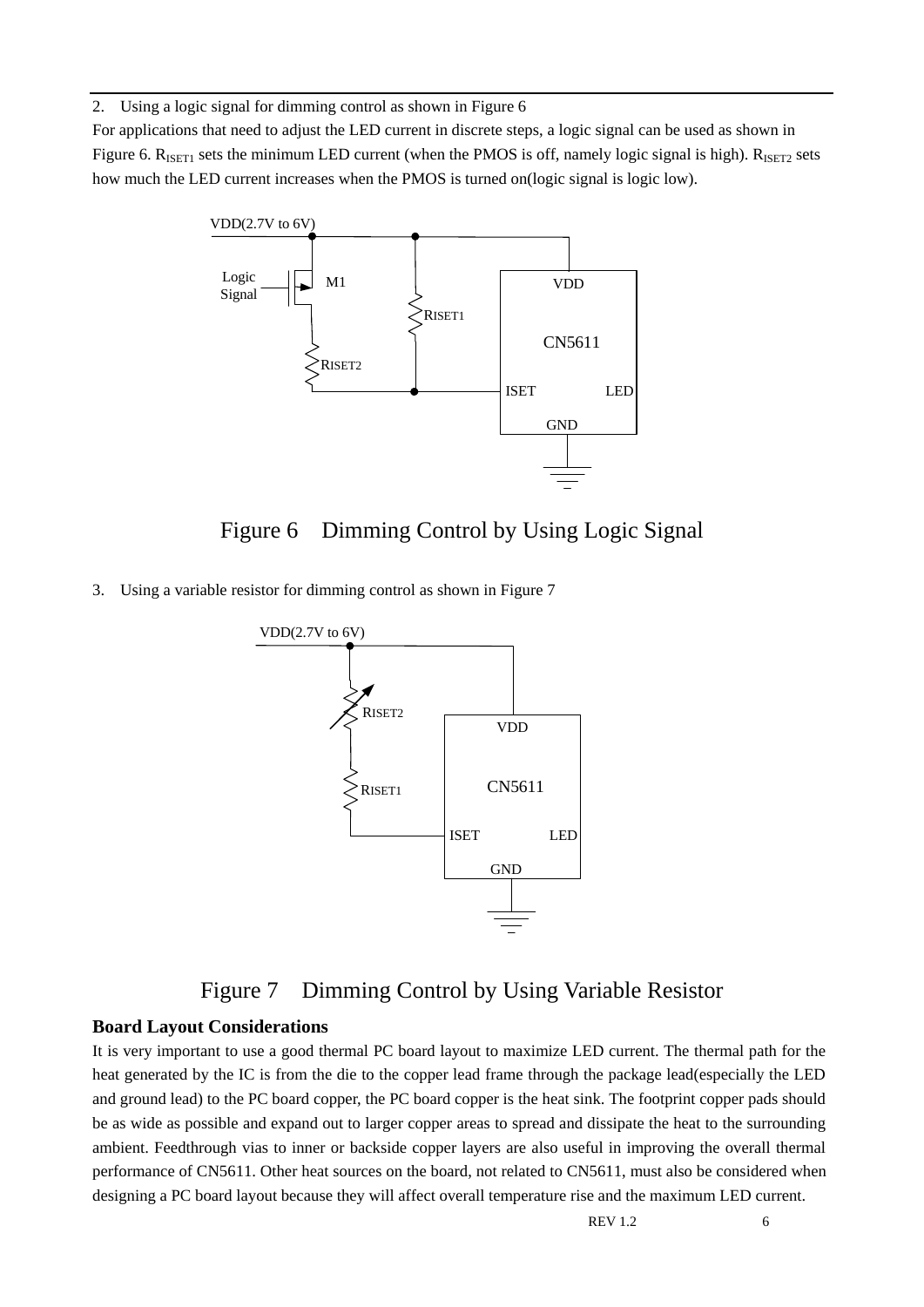2. Using a logic signal for dimming control as shown in Figure 6

For applications that need to adjust the LED current in discrete steps, a logic signal can be used as shown in Figure 6. $R_{ISET1}$ sets the minimum LED current (when the PMOS is off, namely logic signal is high). $R_{ISET2}$ sets how much the LED current increases when the PMOS is turned on(logic signal is logic low).

Figure 6 Dimming Control by Using Logic Signal

3. Using a variable resistor for dimming control as shown in Figure 7

Figure 7 Dimming Control by Using Variable Resistor

**Board Layout Considerations**

It is very important to use a good thermal PC board layout to maximize LED current. The thermal path for the heat generated by the IC is from the die to the copper lead frame through the package lead(especially the LED and ground lead) to the PC board copper, the PC board copper is the heat sink. The footprint copper pads should be as wide as possible and expand out to larger copper areas to spread and dissipate the heat to the surrounding ambient. Feedthrough vias to inner or backside copper layers are also useful in improving the overall thermal performance of CN5611. Other heat sources on the board, not related to CN5611, must also be considered when designing a PC board layout because they will affect overall temperature rise and the maximum LED current.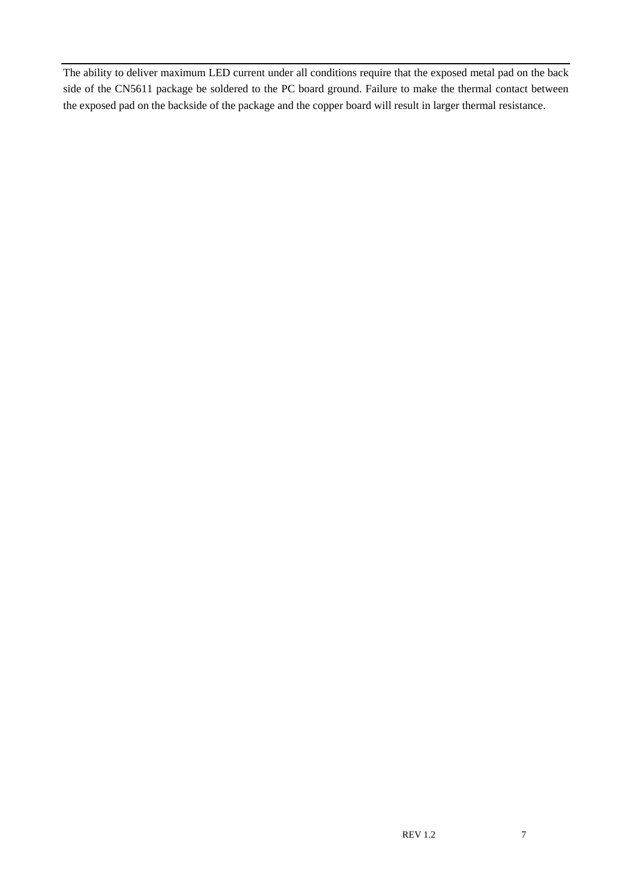The ability to deliver maximum LED current under all conditions require that the exposed metal pad on the back side of the CN5611 package be soldered to the PC board ground. Failure to make the thermal contact between the exposed pad on the backside of the package and the copper board will result in larger thermal resistance.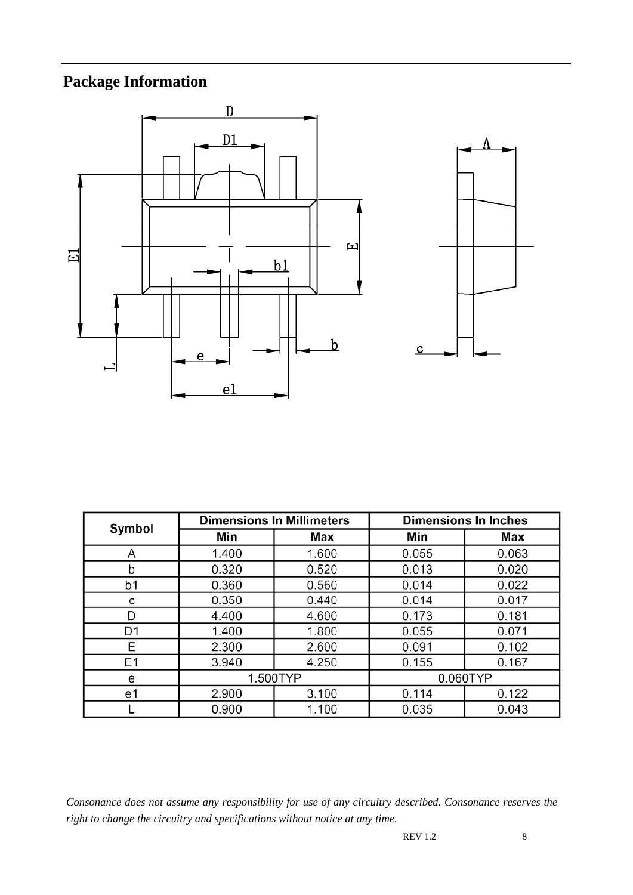## Package Information

D

D1

A

E1

E

b1

b

c

e

L

e1

| Symbol | Dimensions In Millimeters | | Dimensions In Inches | |
|---|---|---|---|---|
| | Min | Max | Min | Max |
| A | 1.400 | 1.600 | 0.055 | 0.063 |
| b | 0.320 | 0.520 | 0.013 | 0.020 |
| b1 | 0.360 | 0.560 | 0.014 | 0.022 |
| c | 0.350 | 0.440 | 0.014 | 0.017 |
| D | 4.400 | 4.600 | 0.173 | 0.181 |
| D1 | 1.400 | 1.800 | 0.055 | 0.071 |
| E | 2.300 | 2.600 | 0.091 | 0.102 |
| E1 | 3.940 | 4.250 | 0.155 | 0.167 |
| e | 1.500TYP | | 0.060TYP | |
| e1 | 2.900 | 3.100 | 0.114 | 0.122 |
| L | 0.900 | 1.100 | 0.035 | 0.043 |

*Consonance does not assume any responsibility for use of any circuitry described. Consonance reserves the right to change the circuitry and specifications without notice at any time.*

REV 1.2